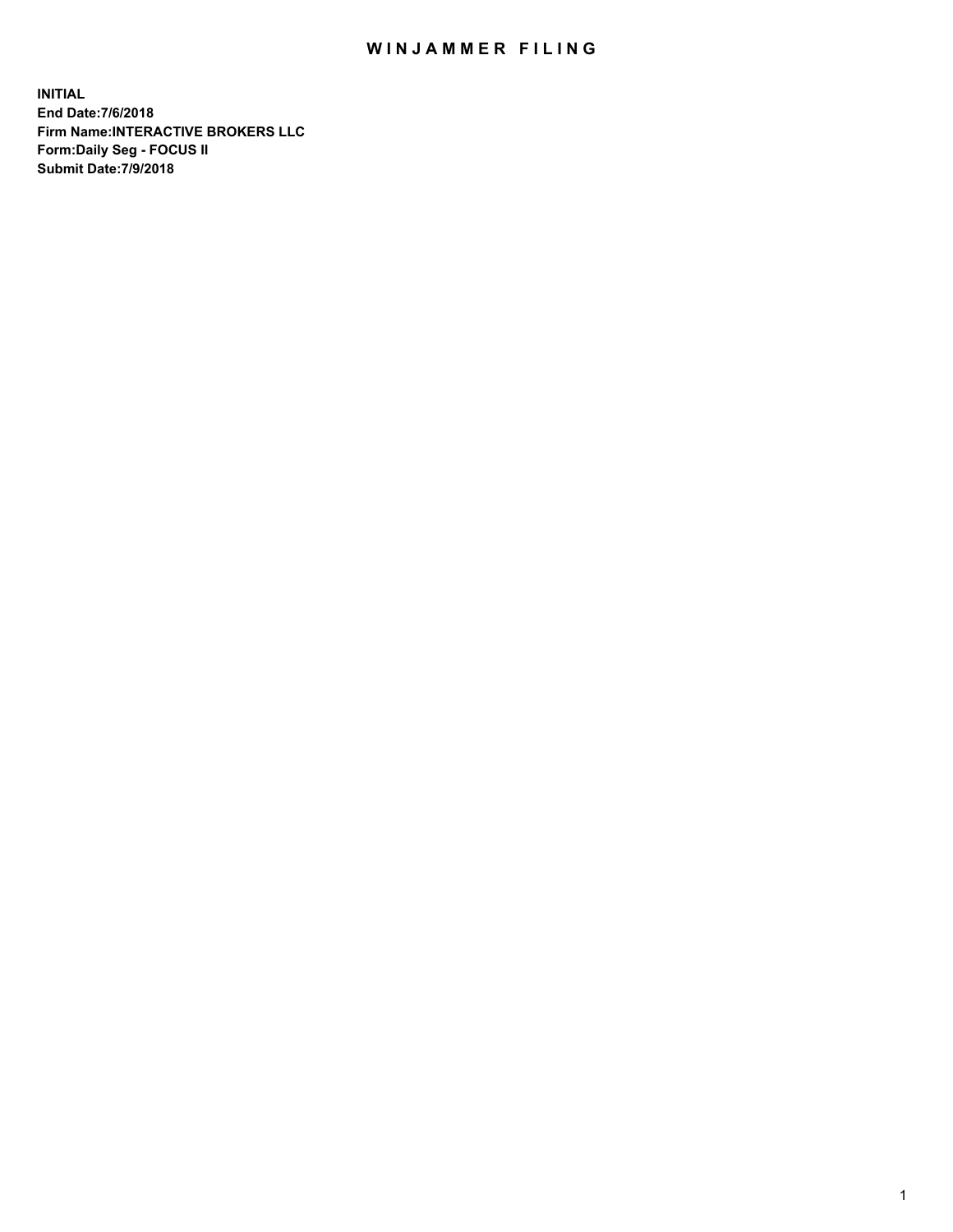# WINJAMMER FILING

**INITIAL**
**End Date:7/6/2018**
**Firm Name:INTERACTIVE BROKERS LLC**
**Form:Daily Seg - FOCUS II**
**Submit Date:7/9/2018**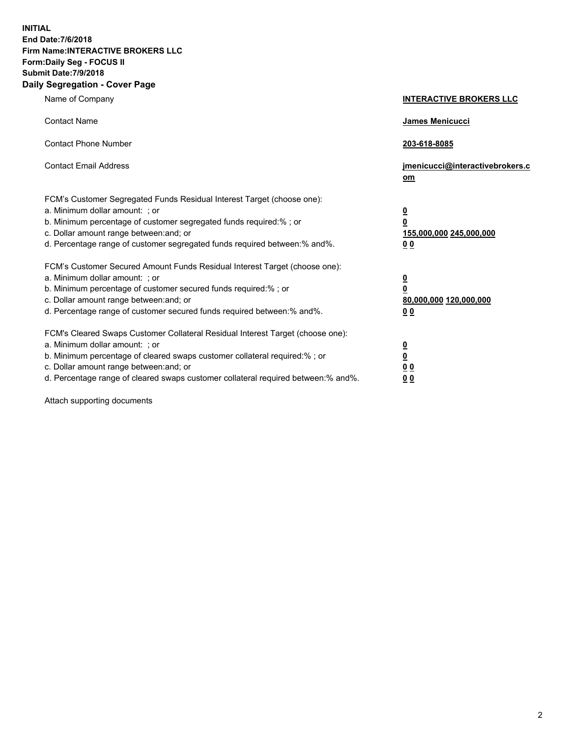**INITIAL**
**End Date:7/6/2018**
**Firm Name:INTERACTIVE BROKERS LLC**
**Form:Daily Seg - FOCUS II**
**Submit Date:7/9/2018**

## Daily Segregation - Cover Page

| | |
|---|---|
| Name of Company | **INTERACTIVE BROKERS LLC** |
| Contact Name | **James Menicucci** |
| Contact Phone Number | **203-618-8085** |
| Contact Email Address | **jmenicucci@interactivebrokers.com** |

FCM's Customer Segregated Funds Residual Interest Target (choose one):

| | |
|---|---|
| a. Minimum dollar amount: ; or | **0** |
| b. Minimum percentage of customer segregated funds required:% ; or | **0** |
| c. Dollar amount range between:and; or | **155,000,000 245,000,000** |
| d. Percentage range of customer segregated funds required between:% and%. | **0 0** |

FCM's Customer Secured Amount Funds Residual Interest Target (choose one):

| | |
|---|---|
| a. Minimum dollar amount: ; or | **0** |
| b. Minimum percentage of customer secured funds required:% ; or | **0** |
| c. Dollar amount range between:and; or | **80,000,000 120,000,000** |
| d. Percentage range of customer secured funds required between:% and%. | **0 0** |

FCM's Cleared Swaps Customer Collateral Residual Interest Target (choose one):

| | |
|---|---|
| a. Minimum dollar amount: ; or | **0** |
| b. Minimum percentage of cleared swaps customer collateral required:% ; or | **0** |
| c. Dollar amount range between:and; or | **0 0** |
| d. Percentage range of cleared swaps customer collateral required between:% and%. | **0 0** |

Attach supporting documents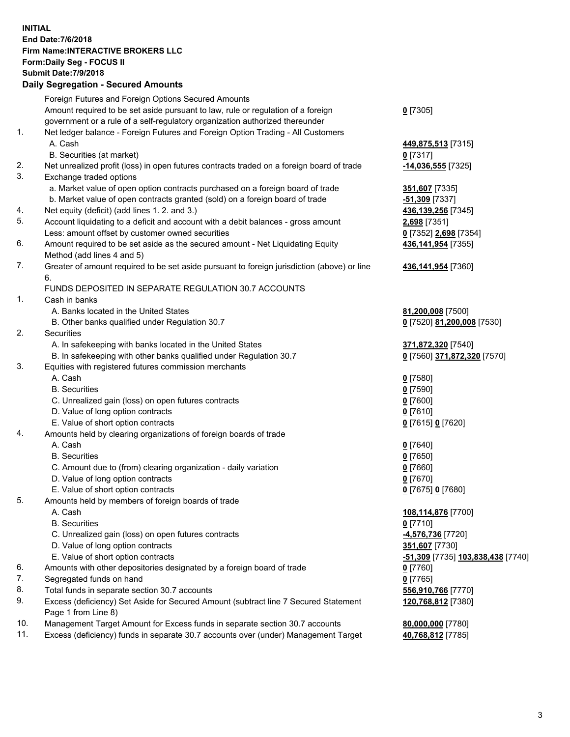**INITIAL**
**End Date:7/6/2018**
**Firm Name:INTERACTIVE BROKERS LLC**
**Form:Daily Seg - FOCUS II**
**Submit Date:7/9/2018**
**Daily Segregation - Secured Amounts**

| | | |
|---|---|---|
| | Foreign Futures and Foreign Options Secured Amounts | |
| | Amount required to be set aside pursuant to law, rule or regulation of a foreign government or a rule of a self-regulatory organization authorized thereunder | **0** [7305] |
| 1. | Net ledger balance - Foreign Futures and Foreign Option Trading - All Customers | |
| | A. Cash | **449,875,513** [7315] |
| | B. Securities (at market) | **0** [7317] |
| 2. | Net unrealized profit (loss) in open futures contracts traded on a foreign board of trade | **-14,036,555** [7325] |
| 3. | Exchange traded options | |
| | a. Market value of open option contracts purchased on a foreign board of trade | **351,607** [7335] |
| | b. Market value of open contracts granted (sold) on a foreign board of trade | **-51,309** [7337] |
| 4. | Net equity (deficit) (add lines 1. 2. and 3.) | **436,139,256** [7345] |
| 5. | Account liquidating to a deficit and account with a debit balances - gross amount | **2,698** [7351] |
| | Less: amount offset by customer owned securities | **0** [7352] **2,698** [7354] |
| 6. | Amount required to be set aside as the secured amount - Net Liquidating Equity Method (add lines 4 and 5) | **436,141,954** [7355] |
| 7. | Greater of amount required to be set aside pursuant to foreign jurisdiction (above) or line 6. | **436,141,954** [7360] |
| | FUNDS DEPOSITED IN SEPARATE REGULATION 30.7 ACCOUNTS | |
| 1. | Cash in banks | |
| | A. Banks located in the United States | **81,200,008** [7500] |
| | B. Other banks qualified under Regulation 30.7 | **0** [7520] **81,200,008** [7530] |
| 2. | Securities | |
| | A. In safekeeping with banks located in the United States | **371,872,320** [7540] |
| | B. In safekeeping with other banks qualified under Regulation 30.7 | **0** [7560] **371,872,320** [7570] |
| 3. | Equities with registered futures commission merchants | |
| | A. Cash | **0** [7580] |
| | B. Securities | **0** [7590] |
| | C. Unrealized gain (loss) on open futures contracts | **0** [7600] |
| | D. Value of long option contracts | **0** [7610] |
| | E. Value of short option contracts | **0** [7615] **0** [7620] |
| 4. | Amounts held by clearing organizations of foreign boards of trade | |
| | A. Cash | **0** [7640] |
| | B. Securities | **0** [7650] |
| | C. Amount due to (from) clearing organization - daily variation | **0** [7660] |
| | D. Value of long option contracts | **0** [7670] |
| | E. Value of short option contracts | **0** [7675] **0** [7680] |
| 5. | Amounts held by members of foreign boards of trade | |
| | A. Cash | **108,114,876** [7700] |
| | B. Securities | **0** [7710] |
| | C. Unrealized gain (loss) on open futures contracts | **-4,576,736** [7720] |
| | D. Value of long option contracts | **351,607** [7730] |
| | E. Value of short option contracts | **-51,309** [7735] **103,838,438** [7740] |
| 6. | Amounts with other depositories designated by a foreign board of trade | **0** [7760] |
| 7. | Segregated funds on hand | **0** [7765] |
| 8. | Total funds in separate section 30.7 accounts | **556,910,766** [7770] |
| 9. | Excess (deficiency) Set Aside for Secured Amount (subtract line 7 Secured Statement Page 1 from Line 8) | **120,768,812** [7380] |
| 10. | Management Target Amount for Excess funds in separate section 30.7 accounts | **80,000,000** [7780] |
| 11. | Excess (deficiency) funds in separate 30.7 accounts over (under) Management Target | **40,768,812** [7785] |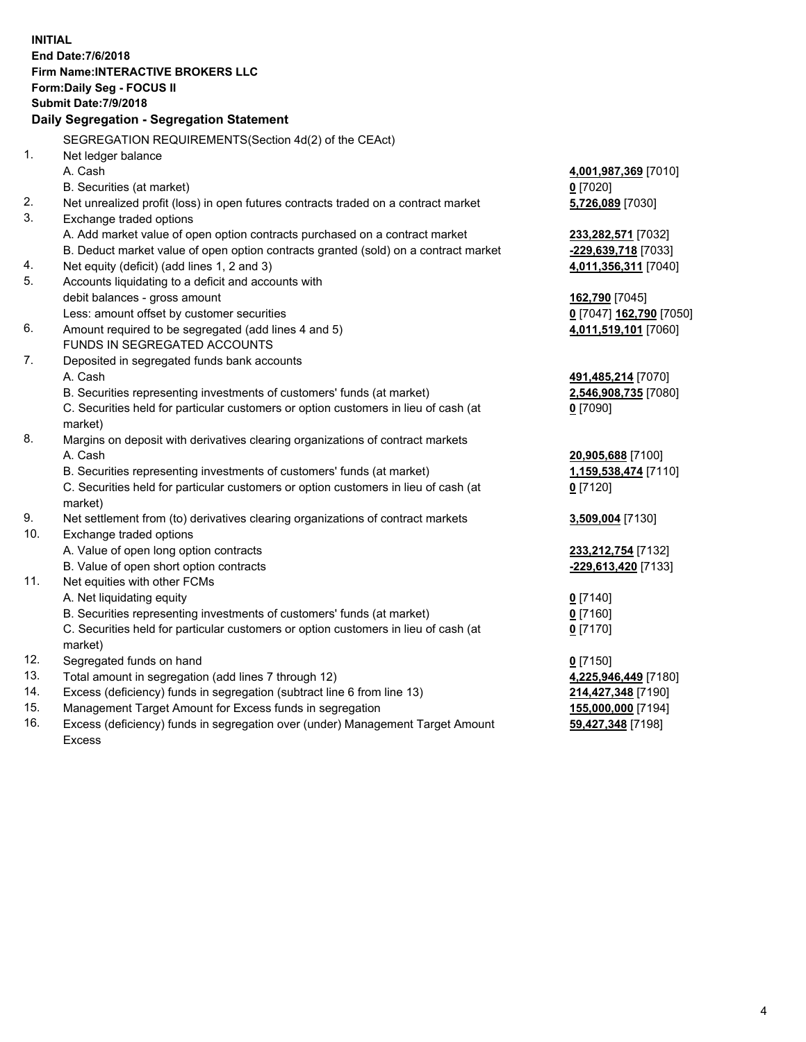**INITIAL**
**End Date:7/6/2018**
**Firm Name:INTERACTIVE BROKERS LLC**
**Form:Daily Seg - FOCUS II**
**Submit Date:7/9/2018**

## Daily Segregation - Segregation Statement

SEGREGATION REQUIREMENTS(Section 4d(2) of the CEAct)

| | | |
|---|---|---|
| 1. | Net ledger balance | |
| | A. Cash | **4,001,987,369** [7010] |
| | B. Securities (at market) | **0** [7020] |
| 2. | Net unrealized profit (loss) in open futures contracts traded on a contract market | **5,726,089** [7030] |
| 3. | Exchange traded options | |
| | A. Add market value of open option contracts purchased on a contract market | **233,282,571** [7032] |
| | B. Deduct market value of open option contracts granted (sold) on a contract market | **-229,639,718** [7033] |
| 4. | Net equity (deficit) (add lines 1, 2 and 3) | **4,011,356,311** [7040] |
| 5. | Accounts liquidating to a deficit and accounts with | |
| | debit balances - gross amount | **162,790** [7045] |
| | Less: amount offset by customer securities | **0** [7047] **162,790** [7050] |
| 6. | Amount required to be segregated (add lines 4 and 5) | **4,011,519,101** [7060] |
| | FUNDS IN SEGREGATED ACCOUNTS | |
| 7. | Deposited in segregated funds bank accounts | |
| | A. Cash | **491,485,214** [7070] |
| | B. Securities representing investments of customers' funds (at market) | **2,546,908,735** [7080] |
| | C. Securities held for particular customers or option customers in lieu of cash (at market) | **0** [7090] |
| 8. | Margins on deposit with derivatives clearing organizations of contract markets | |
| | A. Cash | **20,905,688** [7100] |
| | B. Securities representing investments of customers' funds (at market) | **1,159,538,474** [7110] |
| | C. Securities held for particular customers or option customers in lieu of cash (at market) | **0** [7120] |
| 9. | Net settlement from (to) derivatives clearing organizations of contract markets | **3,509,004** [7130] |
| 10. | Exchange traded options | |
| | A. Value of open long option contracts | **233,212,754** [7132] |
| | B. Value of open short option contracts | **-229,613,420** [7133] |
| 11. | Net equities with other FCMs | |
| | A. Net liquidating equity | **0** [7140] |
| | B. Securities representing investments of customers' funds (at market) | **0** [7160] |
| | C. Securities held for particular customers or option customers in lieu of cash (at market) | **0** [7170] |
| 12. | Segregated funds on hand | **0** [7150] |
| 13. | Total amount in segregation (add lines 7 through 12) | **4,225,946,449** [7180] |
| 14. | Excess (deficiency) funds in segregation (subtract line 6 from line 13) | **214,427,348** [7190] |
| 15. | Management Target Amount for Excess funds in segregation | **155,000,000** [7194] |
| 16. | Excess (deficiency) funds in segregation over (under) Management Target Amount Excess | **59,427,348** [7198] |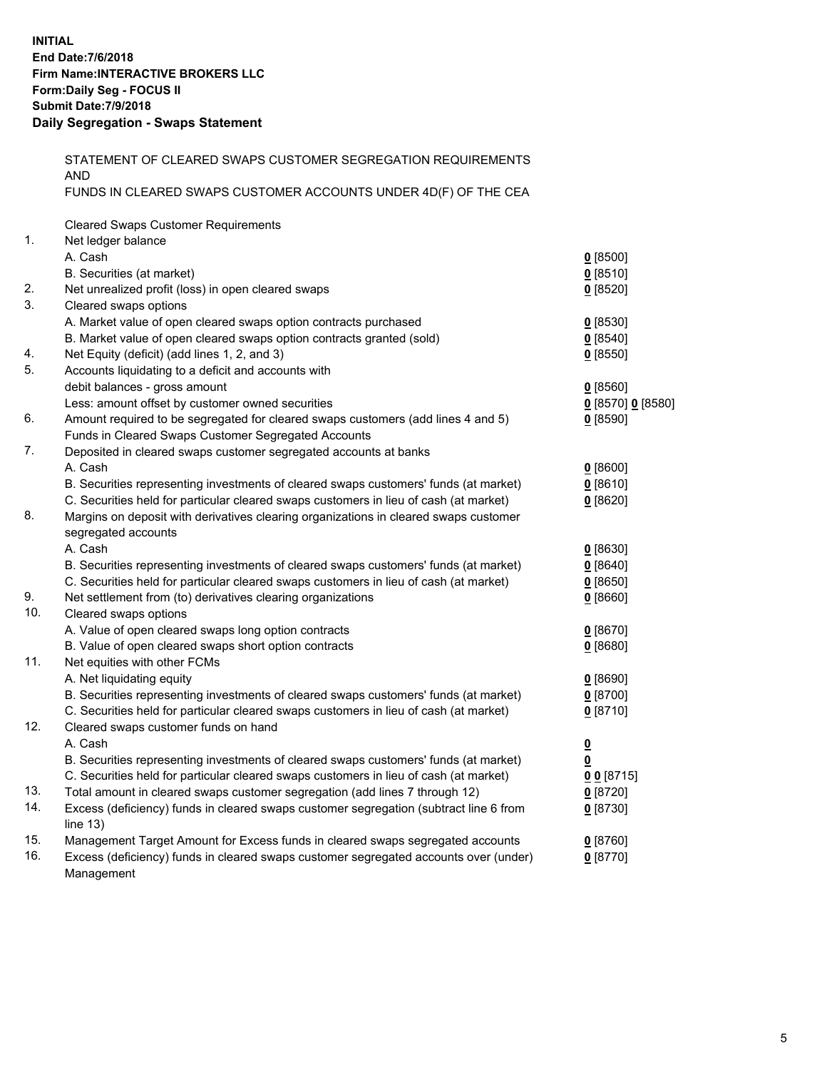**INITIAL**
**End Date:7/6/2018**
**Firm Name:INTERACTIVE BROKERS LLC**
**Form:Daily Seg - FOCUS II**
**Submit Date:7/9/2018**
**Daily Segregation - Swaps Statement**

STATEMENT OF CLEARED SWAPS CUSTOMER SEGREGATION REQUIREMENTS AND FUNDS IN CLEARED SWAPS CUSTOMER ACCOUNTS UNDER 4D(F) OF THE CEA

| | | |
|---|---|---|
| | Cleared Swaps Customer Requirements | |
| 1. | Net ledger balance | |
| | A. Cash | 0 [8500] |
| | B. Securities (at market) | 0 [8510] |
| 2. | Net unrealized profit (loss) in open cleared swaps | 0 [8520] |
| 3. | Cleared swaps options | |
| | A. Market value of open cleared swaps option contracts purchased | 0 [8530] |
| | B. Market value of open cleared swaps option contracts granted (sold) | 0 [8540] |
| 4. | Net Equity (deficit) (add lines 1, 2, and 3) | 0 [8550] |
| 5. | Accounts liquidating to a deficit and accounts with debit balances - gross amount | 0 [8560] |
| | Less: amount offset by customer owned securities | 0 [8570] 0 [8580] |
| 6. | Amount required to be segregated for cleared swaps customers (add lines 4 and 5) | 0 [8590] |
| | Funds in Cleared Swaps Customer Segregated Accounts | |
| 7. | Deposited in cleared swaps customer segregated accounts at banks | |
| | A. Cash | 0 [8600] |
| | B. Securities representing investments of cleared swaps customers' funds (at market) | 0 [8610] |
| | C. Securities held for particular cleared swaps customers in lieu of cash (at market) | 0 [8620] |
| 8. | Margins on deposit with derivatives clearing organizations in cleared swaps customer segregated accounts | |
| | A. Cash | 0 [8630] |
| | B. Securities representing investments of cleared swaps customers' funds (at market) | 0 [8640] |
| | C. Securities held for particular cleared swaps customers in lieu of cash (at market) | 0 [8650] |
| 9. | Net settlement from (to) derivatives clearing organizations | 0 [8660] |
| 10. | Cleared swaps options | |
| | A. Value of open cleared swaps long option contracts | 0 [8670] |
| | B. Value of open cleared swaps short option contracts | 0 [8680] |
| 11. | Net equities with other FCMs | |
| | A. Net liquidating equity | 0 [8690] |
| | B. Securities representing investments of cleared swaps customers' funds (at market) | 0 [8700] |
| | C. Securities held for particular cleared swaps customers in lieu of cash (at market) | 0 [8710] |
| 12. | Cleared swaps customer funds on hand | |
| | A. Cash | 0 |
| | B. Securities representing investments of cleared swaps customers' funds (at market) | 0 |
| | C. Securities held for particular cleared swaps customers in lieu of cash (at market) | 0 0 [8715] |
| 13. | Total amount in cleared swaps customer segregation (add lines 7 through 12) | 0 [8720] |
| 14. | Excess (deficiency) funds in cleared swaps customer segregation (subtract line 6 from line 13) | 0 [8730] |
| 15. | Management Target Amount for Excess funds in cleared swaps segregated accounts | 0 [8760] |
| 16. | Excess (deficiency) funds in cleared swaps customer segregated accounts over (under) Management | 0 [8770] |